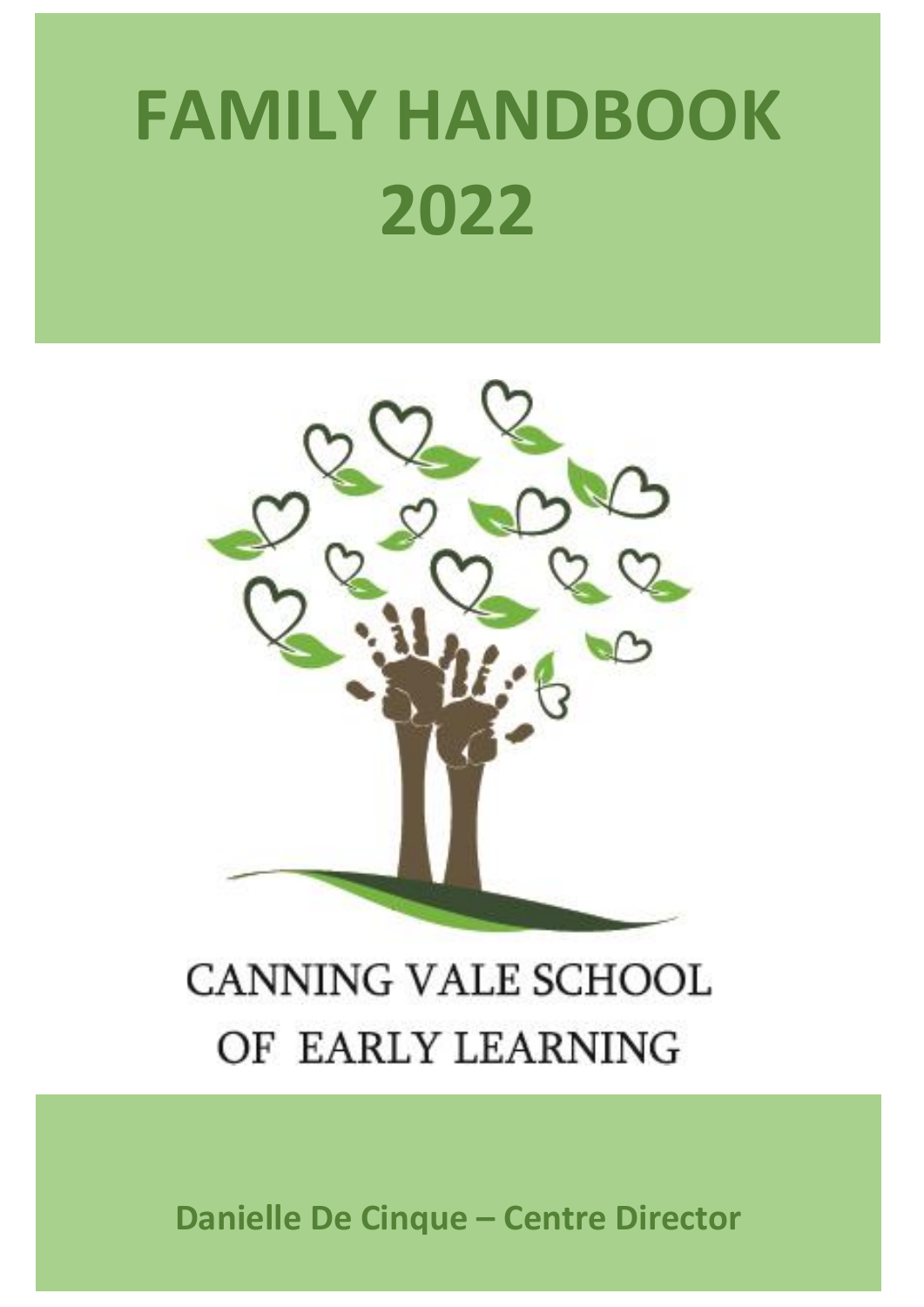# FAMILY HANDBOOK 2022

CANNING VALE SCHOOL OF EARLY LEARNING

**Danielle De Cinque – Centre Director**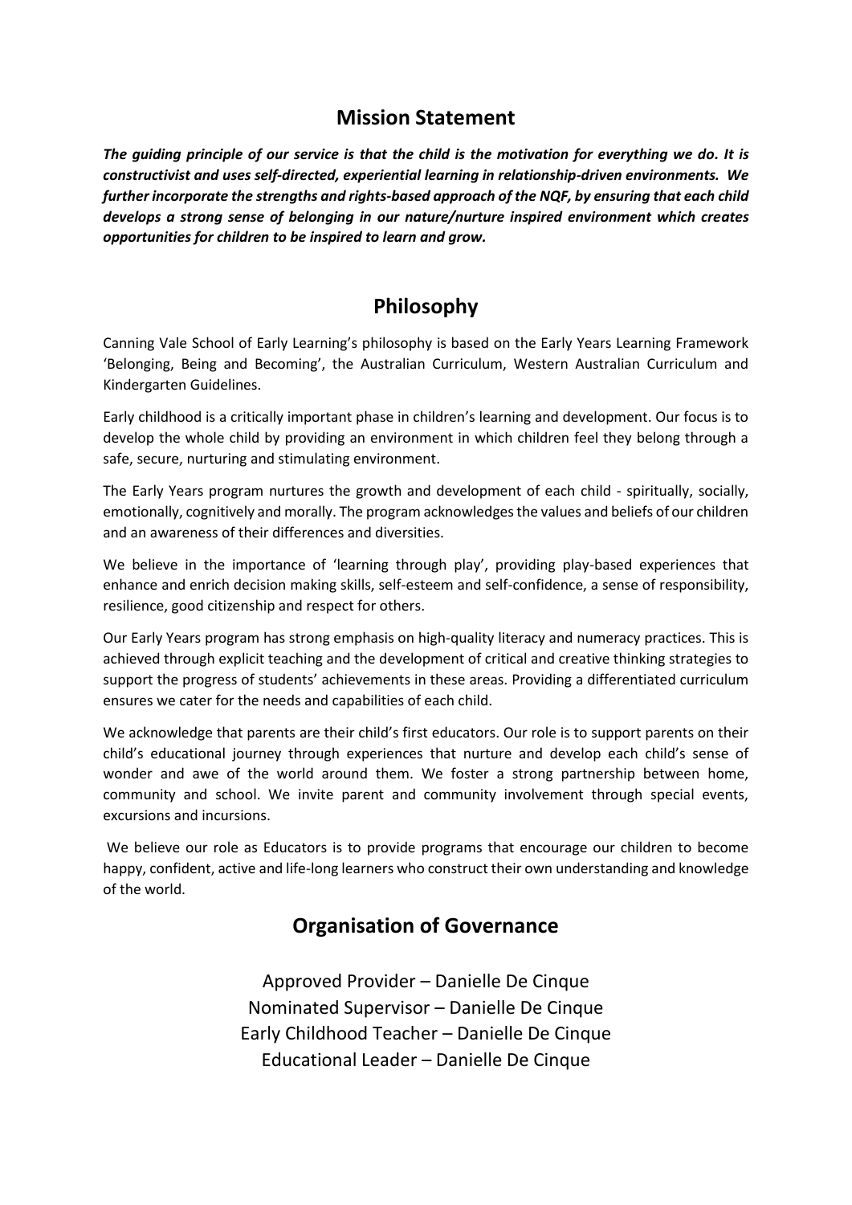## Mission Statement

***The guiding principle of our service is that the child is the motivation for everything we do. It is constructivist and uses self-directed, experiential learning in relationship-driven environments. We further incorporate the strengths and rights-based approach of the NQF, by ensuring that each child develops a strong sense of belonging in our nature/nurture inspired environment which creates opportunities for children to be inspired to learn and grow.***

## Philosophy

Canning Vale School of Early Learning's philosophy is based on the Early Years Learning Framework 'Belonging, Being and Becoming', the Australian Curriculum, Western Australian Curriculum and Kindergarten Guidelines.

Early childhood is a critically important phase in children's learning and development. Our focus is to develop the whole child by providing an environment in which children feel they belong through a safe, secure, nurturing and stimulating environment.

The Early Years program nurtures the growth and development of each child - spiritually, socially, emotionally, cognitively and morally. The program acknowledges the values and beliefs of our children and an awareness of their differences and diversities.

We believe in the importance of 'learning through play', providing play-based experiences that enhance and enrich decision making skills, self-esteem and self-confidence, a sense of responsibility, resilience, good citizenship and respect for others.

Our Early Years program has strong emphasis on high-quality literacy and numeracy practices. This is achieved through explicit teaching and the development of critical and creative thinking strategies to support the progress of students' achievements in these areas. Providing a differentiated curriculum ensures we cater for the needs and capabilities of each child.

We acknowledge that parents are their child's first educators. Our role is to support parents on their child's educational journey through experiences that nurture and develop each child's sense of wonder and awe of the world around them. We foster a strong partnership between home, community and school. We invite parent and community involvement through special events, excursions and incursions.

We believe our role as Educators is to provide programs that encourage our children to become happy, confident, active and life-long learners who construct their own understanding and knowledge of the world.

## Organisation of Governance

Approved Provider – Danielle De Cinque
Nominated Supervisor – Danielle De Cinque
Early Childhood Teacher – Danielle De Cinque
Educational Leader – Danielle De Cinque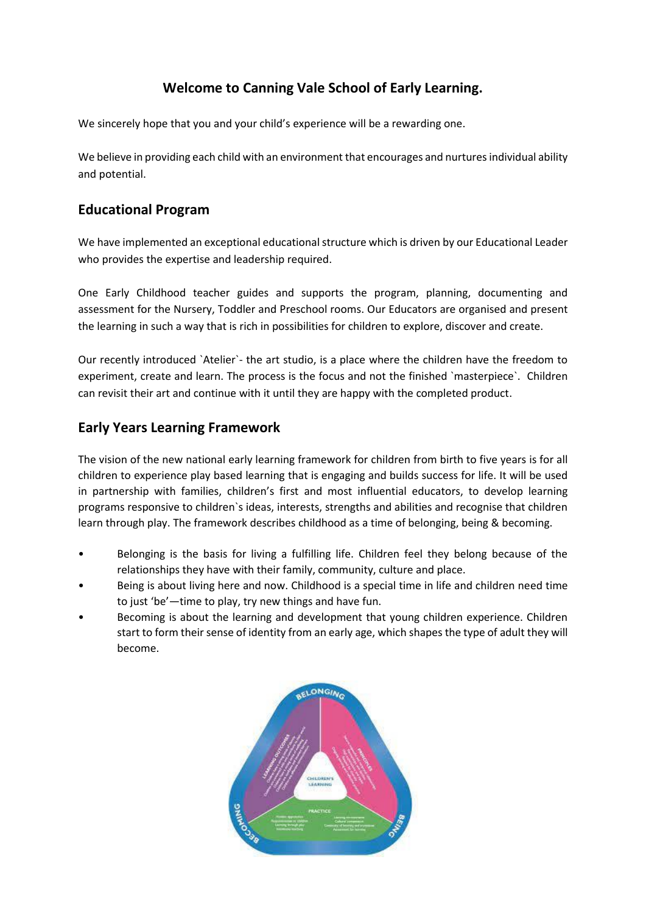# Welcome to Canning Vale School of Early Learning.

We sincerely hope that you and your child's experience will be a rewarding one.

We believe in providing each child with an environment that encourages and nurtures individual ability and potential.

## Educational Program

We have implemented an exceptional educational structure which is driven by our Educational Leader who provides the expertise and leadership required.

One Early Childhood teacher guides and supports the program, planning, documenting and assessment for the Nursery, Toddler and Preschool rooms. Our Educators are organised and present the learning in such a way that is rich in possibilities for children to explore, discover and create.

Our recently introduced `Atelier`- the art studio, is a place where the children have the freedom to experiment, create and learn. The process is the focus and not the finished `masterpiece`. Children can revisit their art and continue with it until they are happy with the completed product.

## Early Years Learning Framework

The vision of the new national early learning framework for children from birth to five years is for all children to experience play based learning that is engaging and builds success for life. It will be used in partnership with families, children's first and most influential educators, to develop learning programs responsive to children`s ideas, interests, strengths and abilities and recognise that children learn through play. The framework describes childhood as a time of belonging, being & becoming.

- Belonging is the basis for living a fulfilling life. Children feel they belong because of the relationships they have with their family, community, culture and place.
- Being is about living here and now. Childhood is a special time in life and children need time to just 'be'—time to play, try new things and have fun.
- Becoming is about the learning and development that young children experience. Children start to form their sense of identity from an early age, which shapes the type of adult they will become.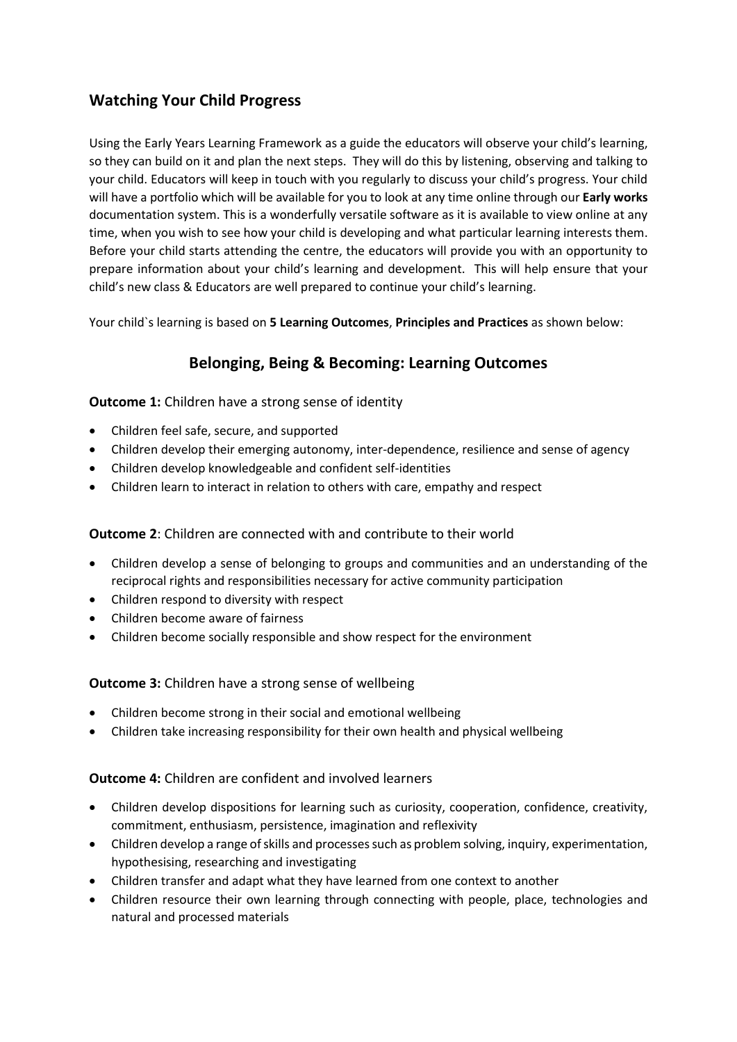## Watching Your Child Progress

Using the Early Years Learning Framework as a guide the educators will observe your child's learning, so they can build on it and plan the next steps. They will do this by listening, observing and talking to your child. Educators will keep in touch with you regularly to discuss your child's progress. Your child will have a portfolio which will be available for you to look at any time online through our **Early works** documentation system. This is a wonderfully versatile software as it is available to view online at any time, when you wish to see how your child is developing and what particular learning interests them. Before your child starts attending the centre, the educators will provide you with an opportunity to prepare information about your child's learning and development. This will help ensure that your child's new class & Educators are well prepared to continue your child's learning.

Your child`s learning is based on **5 Learning Outcomes**, **Principles and Practices** as shown below:

## Belonging, Being & Becoming: Learning Outcomes

**Outcome 1:** Children have a strong sense of identity

- Children feel safe, secure, and supported
- Children develop their emerging autonomy, inter-dependence, resilience and sense of agency
- Children develop knowledgeable and confident self-identities
- Children learn to interact in relation to others with care, empathy and respect

**Outcome 2**: Children are connected with and contribute to their world

- Children develop a sense of belonging to groups and communities and an understanding of the reciprocal rights and responsibilities necessary for active community participation
- Children respond to diversity with respect
- Children become aware of fairness
- Children become socially responsible and show respect for the environment

**Outcome 3:** Children have a strong sense of wellbeing

- Children become strong in their social and emotional wellbeing
- Children take increasing responsibility for their own health and physical wellbeing

**Outcome 4:** Children are confident and involved learners

- Children develop dispositions for learning such as curiosity, cooperation, confidence, creativity, commitment, enthusiasm, persistence, imagination and reflexivity
- Children develop a range of skills and processes such as problem solving, inquiry, experimentation, hypothesising, researching and investigating
- Children transfer and adapt what they have learned from one context to another
- Children resource their own learning through connecting with people, place, technologies and natural and processed materials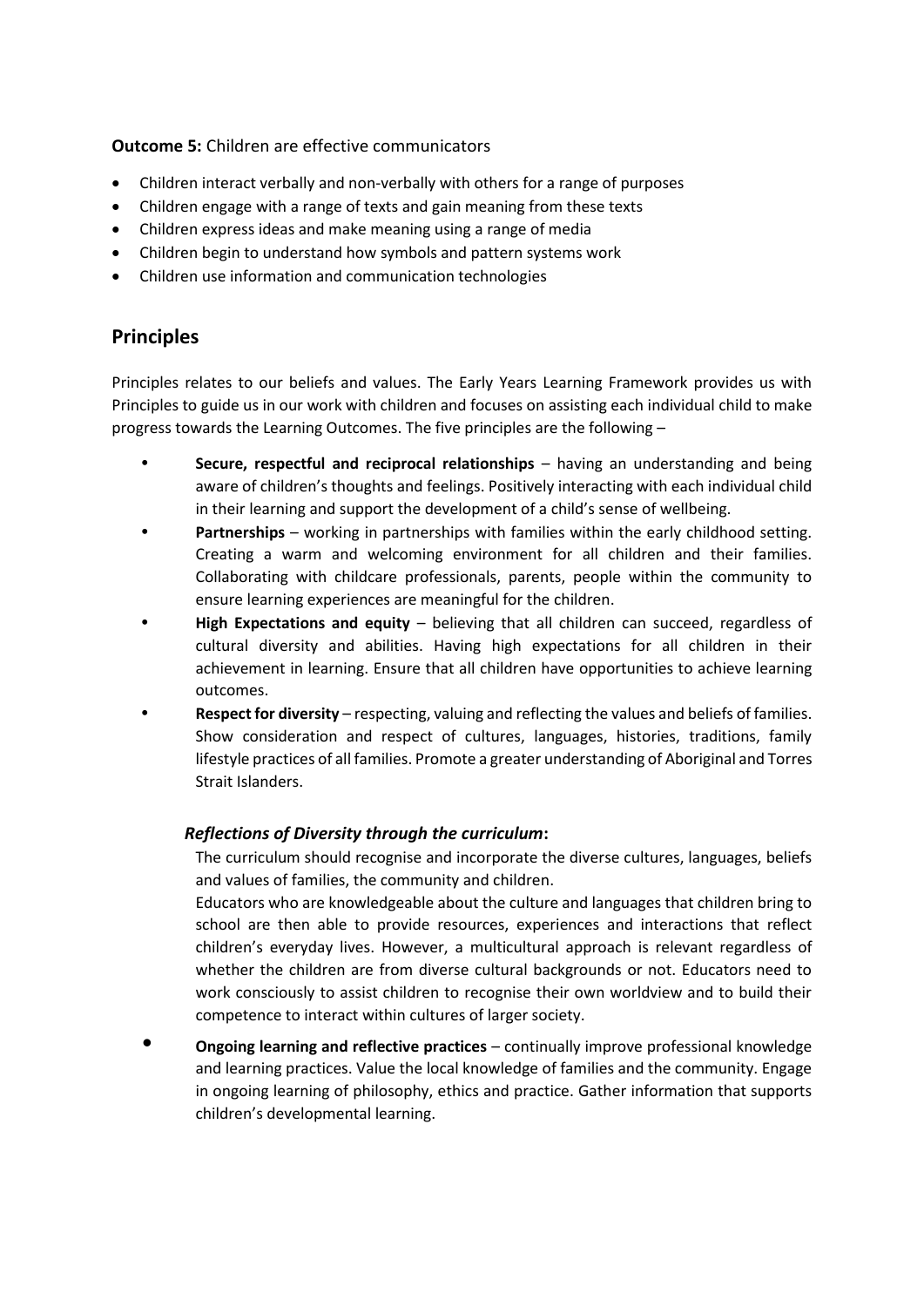**Outcome 5:** Children are effective communicators

- Children interact verbally and non-verbally with others for a range of purposes
- Children engage with a range of texts and gain meaning from these texts
- Children express ideas and make meaning using a range of media
- Children begin to understand how symbols and pattern systems work
- Children use information and communication technologies

## Principles

Principles relates to our beliefs and values. The Early Years Learning Framework provides us with Principles to guide us in our work with children and focuses on assisting each individual child to make progress towards the Learning Outcomes. The five principles are the following –

- **Secure, respectful and reciprocal relationships** – having an understanding and being aware of children's thoughts and feelings. Positively interacting with each individual child in their learning and support the development of a child's sense of wellbeing.
- **Partnerships** – working in partnerships with families within the early childhood setting. Creating a warm and welcoming environment for all children and their families. Collaborating with childcare professionals, parents, people within the community to ensure learning experiences are meaningful for the children.
- **High Expectations and equity** – believing that all children can succeed, regardless of cultural diversity and abilities. Having high expectations for all children in their achievement in learning. Ensure that all children have opportunities to achieve learning outcomes.
- **Respect for diversity** – respecting, valuing and reflecting the values and beliefs of families. Show consideration and respect of cultures, languages, histories, traditions, family lifestyle practices of all families. Promote a greater understanding of Aboriginal and Torres Strait Islanders.

  ***Reflections of Diversity through the curriculum*:**

  The curriculum should recognise and incorporate the diverse cultures, languages, beliefs and values of families, the community and children.

  Educators who are knowledgeable about the culture and languages that children bring to school are then able to provide resources, experiences and interactions that reflect children's everyday lives. However, a multicultural approach is relevant regardless of whether the children are from diverse cultural backgrounds or not. Educators need to work consciously to assist children to recognise their own worldview and to build their competence to interact within cultures of larger society.

- **Ongoing learning and reflective practices** – continually improve professional knowledge and learning practices. Value the local knowledge of families and the community. Engage in ongoing learning of philosophy, ethics and practice. Gather information that supports children's developmental learning.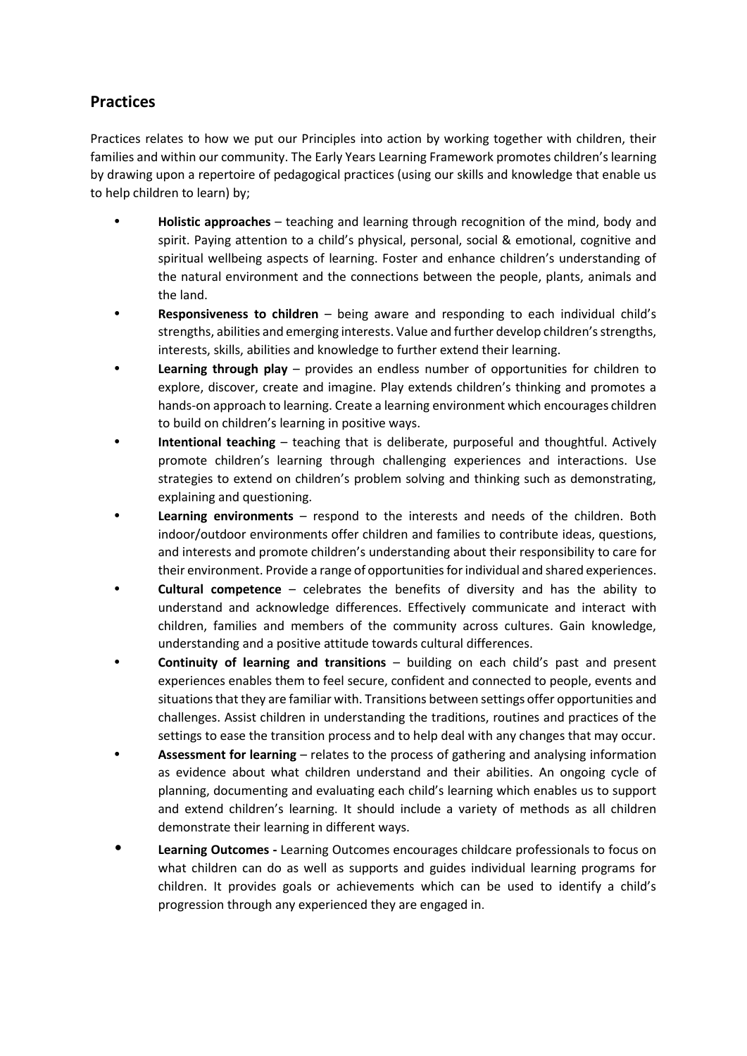## Practices

Practices relates to how we put our Principles into action by working together with children, their families and within our community. The Early Years Learning Framework promotes children's learning by drawing upon a repertoire of pedagogical practices (using our skills and knowledge that enable us to help children to learn) by;

- **Holistic approaches** – teaching and learning through recognition of the mind, body and spirit. Paying attention to a child's physical, personal, social & emotional, cognitive and spiritual wellbeing aspects of learning. Foster and enhance children's understanding of the natural environment and the connections between the people, plants, animals and the land.
- **Responsiveness to children** – being aware and responding to each individual child's strengths, abilities and emerging interests. Value and further develop children's strengths, interests, skills, abilities and knowledge to further extend their learning.
- **Learning through play** – provides an endless number of opportunities for children to explore, discover, create and imagine. Play extends children's thinking and promotes a hands-on approach to learning. Create a learning environment which encourages children to build on children's learning in positive ways.
- **Intentional teaching** – teaching that is deliberate, purposeful and thoughtful. Actively promote children's learning through challenging experiences and interactions. Use strategies to extend on children's problem solving and thinking such as demonstrating, explaining and questioning.
- **Learning environments** – respond to the interests and needs of the children. Both indoor/outdoor environments offer children and families to contribute ideas, questions, and interests and promote children's understanding about their responsibility to care for their environment. Provide a range of opportunities for individual and shared experiences.
- **Cultural competence** – celebrates the benefits of diversity and has the ability to understand and acknowledge differences. Effectively communicate and interact with children, families and members of the community across cultures. Gain knowledge, understanding and a positive attitude towards cultural differences.
- **Continuity of learning and transitions** – building on each child's past and present experiences enables them to feel secure, confident and connected to people, events and situations that they are familiar with. Transitions between settings offer opportunities and challenges. Assist children in understanding the traditions, routines and practices of the settings to ease the transition process and to help deal with any changes that may occur.
- **Assessment for learning** – relates to the process of gathering and analysing information as evidence about what children understand and their abilities. An ongoing cycle of planning, documenting and evaluating each child's learning which enables us to support and extend children's learning. It should include a variety of methods as all children demonstrate their learning in different ways.
- **Learning Outcomes -** Learning Outcomes encourages childcare professionals to focus on what children can do as well as supports and guides individual learning programs for children. It provides goals or achievements which can be used to identify a child's progression through any experienced they are engaged in.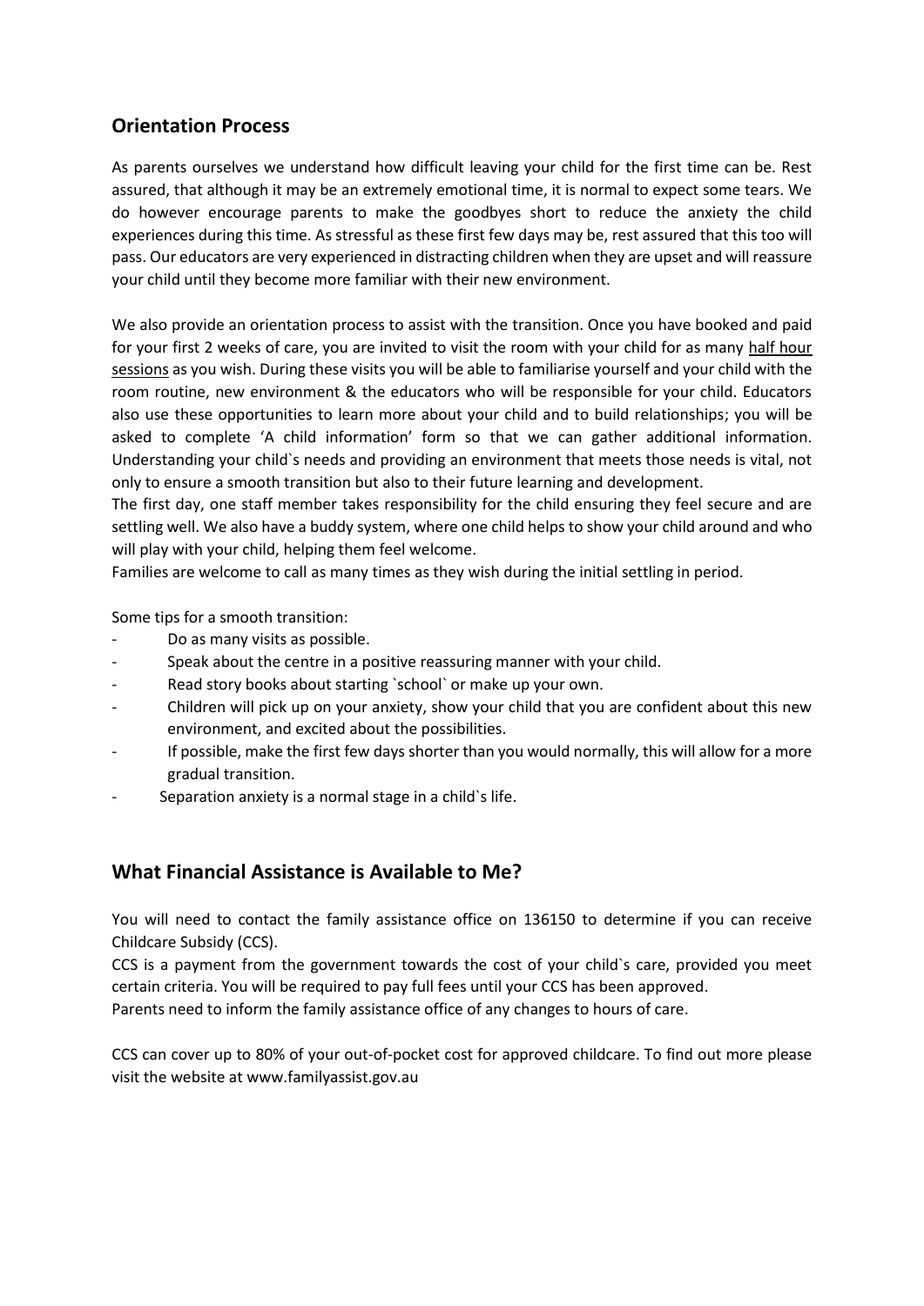## Orientation Process

As parents ourselves we understand how difficult leaving your child for the first time can be. Rest assured, that although it may be an extremely emotional time, it is normal to expect some tears. We do however encourage parents to make the goodbyes short to reduce the anxiety the child experiences during this time. As stressful as these first few days may be, rest assured that this too will pass. Our educators are very experienced in distracting children when they are upset and will reassure your child until they become more familiar with their new environment.

We also provide an orientation process to assist with the transition. Once you have booked and paid for your first 2 weeks of care, you are invited to visit the room with your child for as many half hour sessions as you wish. During these visits you will be able to familiarise yourself and your child with the room routine, new environment & the educators who will be responsible for your child. Educators also use these opportunities to learn more about your child and to build relationships; you will be asked to complete 'A child information' form so that we can gather additional information. Understanding your child`s needs and providing an environment that meets those needs is vital, not only to ensure a smooth transition but also to their future learning and development.

The first day, one staff member takes responsibility for the child ensuring they feel secure and are settling well. We also have a buddy system, where one child helps to show your child around and who will play with your child, helping them feel welcome.

Families are welcome to call as many times as they wish during the initial settling in period.

Some tips for a smooth transition:

- Do as many visits as possible.
- Speak about the centre in a positive reassuring manner with your child.
- Read story books about starting `school` or make up your own.
- Children will pick up on your anxiety, show your child that you are confident about this new environment, and excited about the possibilities.
- If possible, make the first few days shorter than you would normally, this will allow for a more gradual transition.
- Separation anxiety is a normal stage in a child`s life.

## What Financial Assistance is Available to Me?

You will need to contact the family assistance office on 136150 to determine if you can receive Childcare Subsidy (CCS).

CCS is a payment from the government towards the cost of your child`s care, provided you meet certain criteria. You will be required to pay full fees until your CCS has been approved.

Parents need to inform the family assistance office of any changes to hours of care.

CCS can cover up to 80% of your out-of-pocket cost for approved childcare. To find out more please visit the website at www.familyassist.gov.au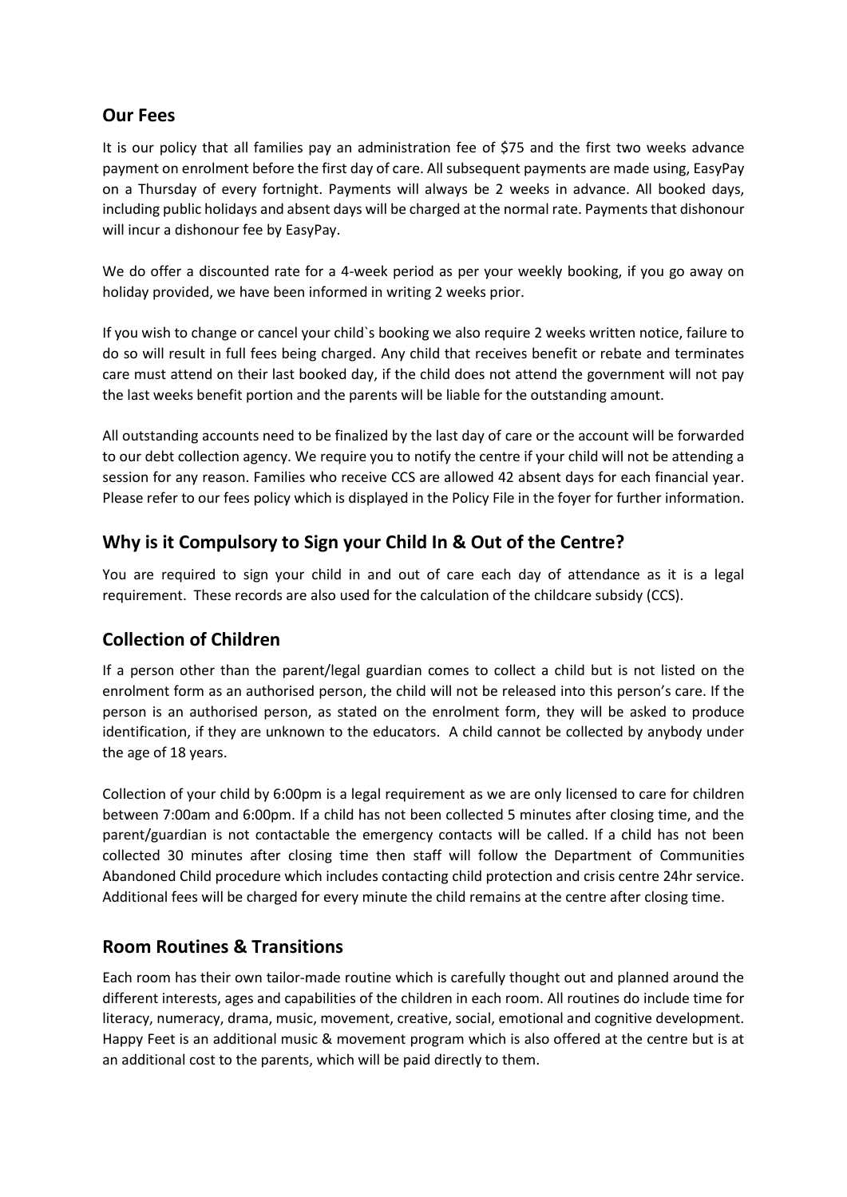## Our Fees

It is our policy that all families pay an administration fee of $75 and the first two weeks advance payment on enrolment before the first day of care. All subsequent payments are made using, EasyPay on a Thursday of every fortnight. Payments will always be 2 weeks in advance. All booked days, including public holidays and absent days will be charged at the normal rate. Payments that dishonour will incur a dishonour fee by EasyPay.

We do offer a discounted rate for a 4-week period as per your weekly booking, if you go away on holiday provided, we have been informed in writing 2 weeks prior.

If you wish to change or cancel your child`s booking we also require 2 weeks written notice, failure to do so will result in full fees being charged. Any child that receives benefit or rebate and terminates care must attend on their last booked day, if the child does not attend the government will not pay the last weeks benefit portion and the parents will be liable for the outstanding amount.

All outstanding accounts need to be finalized by the last day of care or the account will be forwarded to our debt collection agency. We require you to notify the centre if your child will not be attending a session for any reason. Families who receive CCS are allowed 42 absent days for each financial year. Please refer to our fees policy which is displayed in the Policy File in the foyer for further information.

## Why is it Compulsory to Sign your Child In & Out of the Centre?

You are required to sign your child in and out of care each day of attendance as it is a legal requirement. These records are also used for the calculation of the childcare subsidy (CCS).

## Collection of Children

If a person other than the parent/legal guardian comes to collect a child but is not listed on the enrolment form as an authorised person, the child will not be released into this person's care. If the person is an authorised person, as stated on the enrolment form, they will be asked to produce identification, if they are unknown to the educators. A child cannot be collected by anybody under the age of 18 years.

Collection of your child by 6:00pm is a legal requirement as we are only licensed to care for children between 7:00am and 6:00pm. If a child has not been collected 5 minutes after closing time, and the parent/guardian is not contactable the emergency contacts will be called. If a child has not been collected 30 minutes after closing time then staff will follow the Department of Communities Abandoned Child procedure which includes contacting child protection and crisis centre 24hr service. Additional fees will be charged for every minute the child remains at the centre after closing time.

## Room Routines & Transitions

Each room has their own tailor-made routine which is carefully thought out and planned around the different interests, ages and capabilities of the children in each room. All routines do include time for literacy, numeracy, drama, music, movement, creative, social, emotional and cognitive development. Happy Feet is an additional music & movement program which is also offered at the centre but is at an additional cost to the parents, which will be paid directly to them.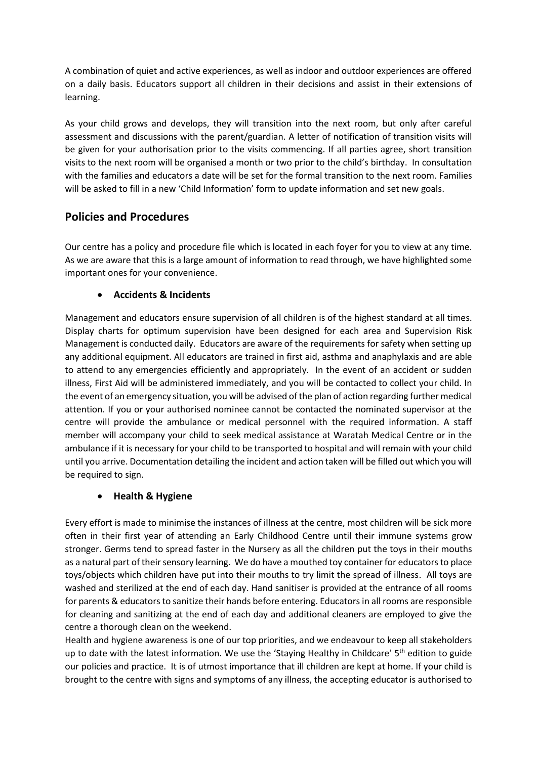A combination of quiet and active experiences, as well as indoor and outdoor experiences are offered on a daily basis. Educators support all children in their decisions and assist in their extensions of learning.

As your child grows and develops, they will transition into the next room, but only after careful assessment and discussions with the parent/guardian. A letter of notification of transition visits will be given for your authorisation prior to the visits commencing. If all parties agree, short transition visits to the next room will be organised a month or two prior to the child's birthday. In consultation with the families and educators a date will be set for the formal transition to the next room. Families will be asked to fill in a new 'Child Information' form to update information and set new goals.

## Policies and Procedures

Our centre has a policy and procedure file which is located in each foyer for you to view at any time. As we are aware that this is a large amount of information to read through, we have highlighted some important ones for your convenience.

- **Accidents & Incidents**

Management and educators ensure supervision of all children is of the highest standard at all times. Display charts for optimum supervision have been designed for each area and Supervision Risk Management is conducted daily. Educators are aware of the requirements for safety when setting up any additional equipment. All educators are trained in first aid, asthma and anaphylaxis and are able to attend to any emergencies efficiently and appropriately. In the event of an accident or sudden illness, First Aid will be administered immediately, and you will be contacted to collect your child. In the event of an emergency situation, you will be advised of the plan of action regarding further medical attention. If you or your authorised nominee cannot be contacted the nominated supervisor at the centre will provide the ambulance or medical personnel with the required information. A staff member will accompany your child to seek medical assistance at Waratah Medical Centre or in the ambulance if it is necessary for your child to be transported to hospital and will remain with your child until you arrive. Documentation detailing the incident and action taken will be filled out which you will be required to sign.

- **Health & Hygiene**

Every effort is made to minimise the instances of illness at the centre, most children will be sick more often in their first year of attending an Early Childhood Centre until their immune systems grow stronger. Germs tend to spread faster in the Nursery as all the children put the toys in their mouths as a natural part of their sensory learning. We do have a mouthed toy container for educators to place toys/objects which children have put into their mouths to try limit the spread of illness. All toys are washed and sterilized at the end of each day. Hand sanitiser is provided at the entrance of all rooms for parents & educators to sanitize their hands before entering. Educators in all rooms are responsible for cleaning and sanitizing at the end of each day and additional cleaners are employed to give the centre a thorough clean on the weekend.
Health and hygiene awareness is one of our top priorities, and we endeavour to keep all stakeholders up to date with the latest information. We use the 'Staying Healthy in Childcare' 5th edition to guide our policies and practice. It is of utmost importance that ill children are kept at home. If your child is brought to the centre with signs and symptoms of any illness, the accepting educator is authorised to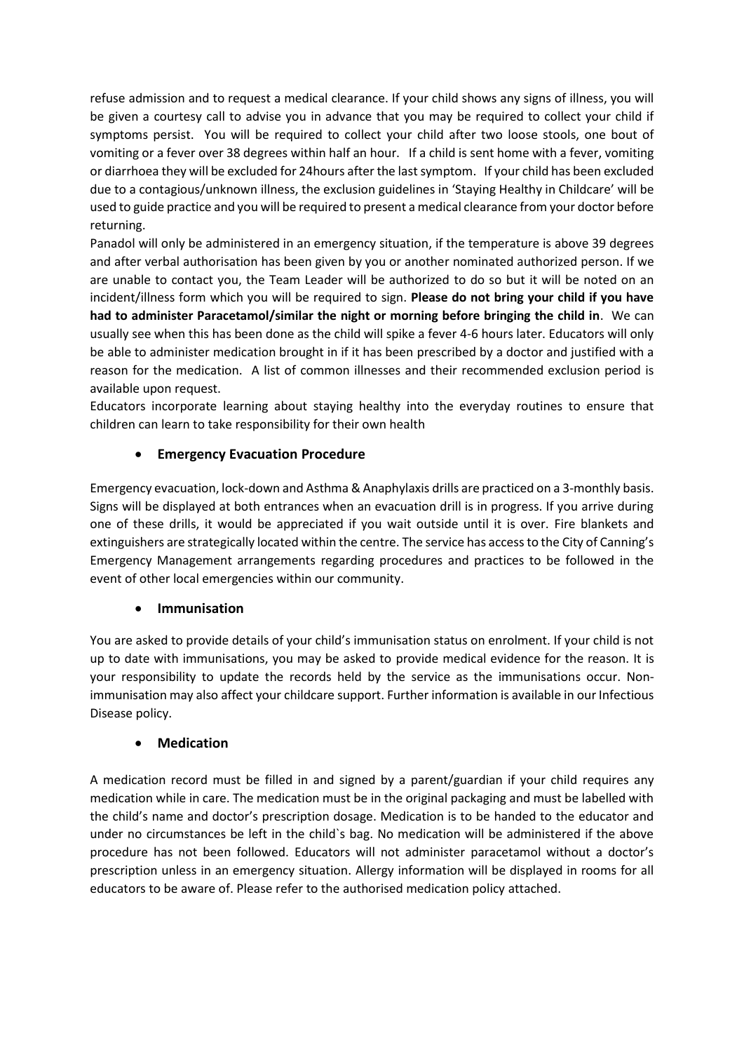refuse admission and to request a medical clearance. If your child shows any signs of illness, you will be given a courtesy call to advise you in advance that you may be required to collect your child if symptoms persist. You will be required to collect your child after two loose stools, one bout of vomiting or a fever over 38 degrees within half an hour. If a child is sent home with a fever, vomiting or diarrhoea they will be excluded for 24hours after the last symptom. If your child has been excluded due to a contagious/unknown illness, the exclusion guidelines in 'Staying Healthy in Childcare' will be used to guide practice and you will be required to present a medical clearance from your doctor before returning.

Panadol will only be administered in an emergency situation, if the temperature is above 39 degrees and after verbal authorisation has been given by you or another nominated authorized person. If we are unable to contact you, the Team Leader will be authorized to do so but it will be noted on an incident/illness form which you will be required to sign. **Please do not bring your child if you have had to administer Paracetamol/similar the night or morning before bringing the child in**. We can usually see when this has been done as the child will spike a fever 4-6 hours later. Educators will only be able to administer medication brought in if it has been prescribed by a doctor and justified with a reason for the medication. A list of common illnesses and their recommended exclusion period is available upon request.

Educators incorporate learning about staying healthy into the everyday routines to ensure that children can learn to take responsibility for their own health

- **Emergency Evacuation Procedure**

Emergency evacuation, lock-down and Asthma & Anaphylaxis drills are practiced on a 3-monthly basis. Signs will be displayed at both entrances when an evacuation drill is in progress. If you arrive during one of these drills, it would be appreciated if you wait outside until it is over. Fire blankets and extinguishers are strategically located within the centre. The service has access to the City of Canning's Emergency Management arrangements regarding procedures and practices to be followed in the event of other local emergencies within our community.

- **Immunisation**

You are asked to provide details of your child's immunisation status on enrolment. If your child is not up to date with immunisations, you may be asked to provide medical evidence for the reason. It is your responsibility to update the records held by the service as the immunisations occur. Non-immunisation may also affect your childcare support. Further information is available in our Infectious Disease policy.

- **Medication**

A medication record must be filled in and signed by a parent/guardian if your child requires any medication while in care. The medication must be in the original packaging and must be labelled with the child's name and doctor's prescription dosage. Medication is to be handed to the educator and under no circumstances be left in the child`s bag. No medication will be administered if the above procedure has not been followed. Educators will not administer paracetamol without a doctor's prescription unless in an emergency situation. Allergy information will be displayed in rooms for all educators to be aware of. Please refer to the authorised medication policy attached.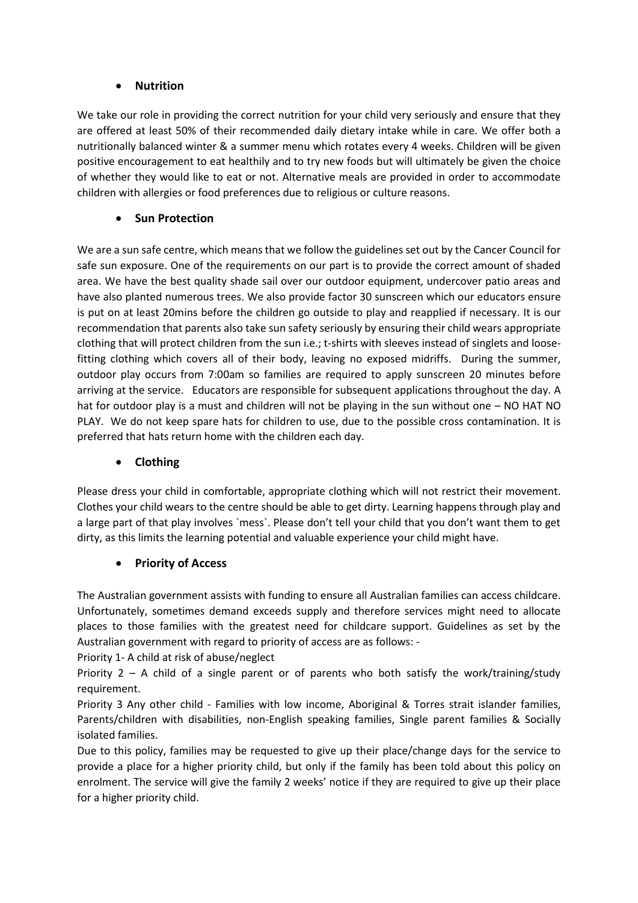- **Nutrition**

We take our role in providing the correct nutrition for your child very seriously and ensure that they are offered at least 50% of their recommended daily dietary intake while in care. We offer both a nutritionally balanced winter & a summer menu which rotates every 4 weeks. Children will be given positive encouragement to eat healthily and to try new foods but will ultimately be given the choice of whether they would like to eat or not. Alternative meals are provided in order to accommodate children with allergies or food preferences due to religious or culture reasons.

- **Sun Protection**

We are a sun safe centre, which means that we follow the guidelines set out by the Cancer Council for safe sun exposure. One of the requirements on our part is to provide the correct amount of shaded area. We have the best quality shade sail over our outdoor equipment, undercover patio areas and have also planted numerous trees. We also provide factor 30 sunscreen which our educators ensure is put on at least 20mins before the children go outside to play and reapplied if necessary. It is our recommendation that parents also take sun safety seriously by ensuring their child wears appropriate clothing that will protect children from the sun i.e.; t-shirts with sleeves instead of singlets and loose-fitting clothing which covers all of their body, leaving no exposed midriffs. During the summer, outdoor play occurs from 7:00am so families are required to apply sunscreen 20 minutes before arriving at the service. Educators are responsible for subsequent applications throughout the day. A hat for outdoor play is a must and children will not be playing in the sun without one – NO HAT NO PLAY. We do not keep spare hats for children to use, due to the possible cross contamination. It is preferred that hats return home with the children each day.

- **Clothing**

Please dress your child in comfortable, appropriate clothing which will not restrict their movement. Clothes your child wears to the centre should be able to get dirty. Learning happens through play and a large part of that play involves `mess`. Please don't tell your child that you don't want them to get dirty, as this limits the learning potential and valuable experience your child might have.

- **Priority of Access**

The Australian government assists with funding to ensure all Australian families can access childcare. Unfortunately, sometimes demand exceeds supply and therefore services might need to allocate places to those families with the greatest need for childcare support. Guidelines as set by the Australian government with regard to priority of access are as follows: -

Priority 1- A child at risk of abuse/neglect

Priority 2 – A child of a single parent or of parents who both satisfy the work/training/study requirement.

Priority 3 Any other child - Families with low income, Aboriginal & Torres strait islander families, Parents/children with disabilities, non-English speaking families, Single parent families & Socially isolated families.

Due to this policy, families may be requested to give up their place/change days for the service to provide a place for a higher priority child, but only if the family has been told about this policy on enrolment. The service will give the family 2 weeks' notice if they are required to give up their place for a higher priority child.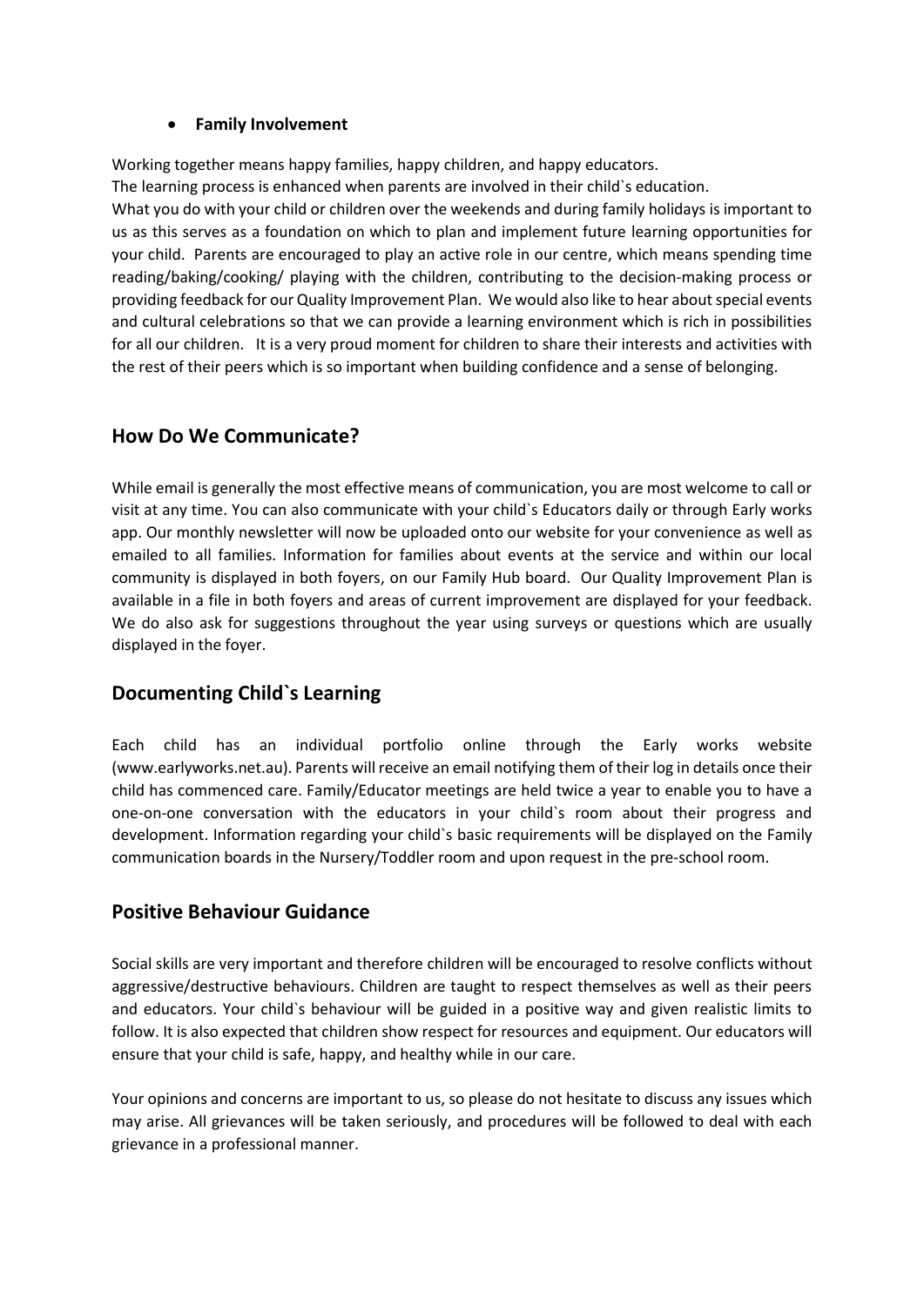- **Family Involvement**

Working together means happy families, happy children, and happy educators.

The learning process is enhanced when parents are involved in their child`s education.

What you do with your child or children over the weekends and during family holidays is important to us as this serves as a foundation on which to plan and implement future learning opportunities for your child. Parents are encouraged to play an active role in our centre, which means spending time reading/baking/cooking/ playing with the children, contributing to the decision-making process or providing feedback for our Quality Improvement Plan. We would also like to hear about special events and cultural celebrations so that we can provide a learning environment which is rich in possibilities for all our children. It is a very proud moment for children to share their interests and activities with the rest of their peers which is so important when building confidence and a sense of belonging.

## How Do We Communicate?

While email is generally the most effective means of communication, you are most welcome to call or visit at any time. You can also communicate with your child`s Educators daily or through Early works app. Our monthly newsletter will now be uploaded onto our website for your convenience as well as emailed to all families. Information for families about events at the service and within our local community is displayed in both foyers, on our Family Hub board. Our Quality Improvement Plan is available in a file in both foyers and areas of current improvement are displayed for your feedback. We do also ask for suggestions throughout the year using surveys or questions which are usually displayed in the foyer.

## Documenting Child`s Learning

Each child has an individual portfolio online through the Early works website (www.earlyworks.net.au). Parents will receive an email notifying them of their log in details once their child has commenced care. Family/Educator meetings are held twice a year to enable you to have a one-on-one conversation with the educators in your child`s room about their progress and development. Information regarding your child`s basic requirements will be displayed on the Family communication boards in the Nursery/Toddler room and upon request in the pre-school room.

## Positive Behaviour Guidance

Social skills are very important and therefore children will be encouraged to resolve conflicts without aggressive/destructive behaviours. Children are taught to respect themselves as well as their peers and educators. Your child`s behaviour will be guided in a positive way and given realistic limits to follow. It is also expected that children show respect for resources and equipment. Our educators will ensure that your child is safe, happy, and healthy while in our care.

Your opinions and concerns are important to us, so please do not hesitate to discuss any issues which may arise. All grievances will be taken seriously, and procedures will be followed to deal with each grievance in a professional manner.